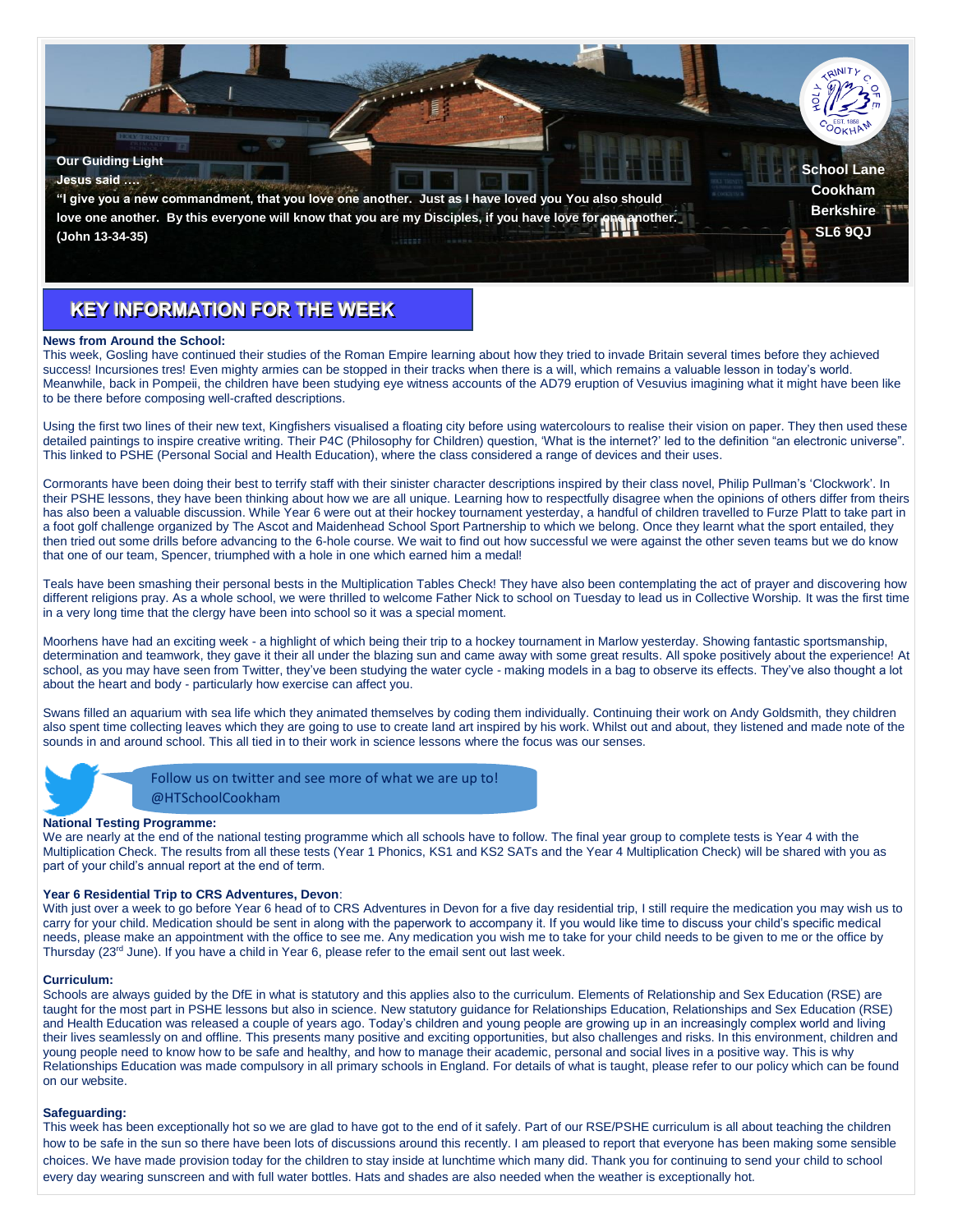**Our Guiding Light**

**Jesus said ….**

**"I give you a new commandment, that you love one another. Just as I have loved you You also should love one another. By this everyone will know that you are my Disciples, if you have love for one another." (John 13-34-35)**

**School Lane**
**Cookham**
**Berkshire**
**SL6 9QJ**

## KEY INFORMATION FOR THE WEEK

**News from Around the School:**

This week, Gosling have continued their studies of the Roman Empire learning about how they tried to invade Britain several times before they achieved success! Incursiones tres! Even mighty armies can be stopped in their tracks when there is a will, which remains a valuable lesson in today's world. Meanwhile, back in Pompeii, the children have been studying eye witness accounts of the AD79 eruption of Vesuvius imagining what it might have been like to be there before composing well-crafted descriptions.

Using the first two lines of their new text, Kingfishers visualised a floating city before using watercolours to realise their vision on paper. They then used these detailed paintings to inspire creative writing. Their P4C (Philosophy for Children) question, 'What is the internet?' led to the definition "an electronic universe". This linked to PSHE (Personal Social and Health Education), where the class considered a range of devices and their uses.

Cormorants have been doing their best to terrify staff with their sinister character descriptions inspired by their class novel, Philip Pullman's 'Clockwork'. In their PSHE lessons, they have been thinking about how we are all unique. Learning how to respectfully disagree when the opinions of others differ from theirs has also been a valuable discussion. While Year 6 were out at their hockey tournament yesterday, a handful of children travelled to Furze Platt to take part in a foot golf challenge organized by The Ascot and Maidenhead School Sport Partnership to which we belong. Once they learnt what the sport entailed, they then tried out some drills before advancing to the 6-hole course. We wait to find out how successful we were against the other seven teams but we do know that one of our team, Spencer, triumphed with a hole in one which earned him a medal!

Teals have been smashing their personal bests in the Multiplication Tables Check! They have also been contemplating the act of prayer and discovering how different religions pray. As a whole school, we were thrilled to welcome Father Nick to school on Tuesday to lead us in Collective Worship. It was the first time in a very long time that the clergy have been into school so it was a special moment.

Moorhens have had an exciting week - a highlight of which being their trip to a hockey tournament in Marlow yesterday. Showing fantastic sportsmanship, determination and teamwork, they gave it their all under the blazing sun and came away with some great results. All spoke positively about the experience! At school, as you may have seen from Twitter, they've been studying the water cycle - making models in a bag to observe its effects. They've also thought a lot about the heart and body - particularly how exercise can affect you.

Swans filled an aquarium with sea life which they animated themselves by coding them individually. Continuing their work on Andy Goldsmith, they children also spent time collecting leaves which they are going to use to create land art inspired by his work. Whilst out and about, they listened and made note of the sounds in and around school. This all tied in to their work in science lessons where the focus was our senses.

Follow us on twitter and see more of what we are up to!
@HTSchoolCookham

**National Testing Programme:**

We are nearly at the end of the national testing programme which all schools have to follow. The final year group to complete tests is Year 4 with the Multiplication Check. The results from all these tests (Year 1 Phonics, KS1 and KS2 SATs and the Year 4 Multiplication Check) will be shared with you as part of your child's annual report at the end of term.

**Year 6 Residential Trip to CRS Adventures, Devon**:

With just over a week to go before Year 6 head of to CRS Adventures in Devon for a five day residential trip, I still require the medication you may wish us to carry for your child. Medication should be sent in along with the paperwork to accompany it. If you would like time to discuss your child's specific medical needs, please make an appointment with the office to see me. Any medication you wish me to take for your child needs to be given to me or the office by Thursday (23rd June). If you have a child in Year 6, please refer to the email sent out last week.

**Curriculum:**

Schools are always guided by the DfE in what is statutory and this applies also to the curriculum. Elements of Relationship and Sex Education (RSE) are taught for the most part in PSHE lessons but also in science. New statutory guidance for Relationships Education, Relationships and Sex Education (RSE) and Health Education was released a couple of years ago. Today's children and young people are growing up in an increasingly complex world and living their lives seamlessly on and offline. This presents many positive and exciting opportunities, but also challenges and risks. In this environment, children and young people need to know how to be safe and healthy, and how to manage their academic, personal and social lives in a positive way. This is why Relationships Education was made compulsory in all primary schools in England. For details of what is taught, please refer to our policy which can be found on our website.

**Safeguarding:**

This week has been exceptionally hot so we are glad to have got to the end of it safely. Part of our RSE/PSHE curriculum is all about teaching the children how to be safe in the sun so there have been lots of discussions around this recently. I am pleased to report that everyone has been making some sensible choices. We have made provision today for the children to stay inside at lunchtime which many did. Thank you for continuing to send your child to school every day wearing sunscreen and with full water bottles. Hats and shades are also needed when the weather is exceptionally hot.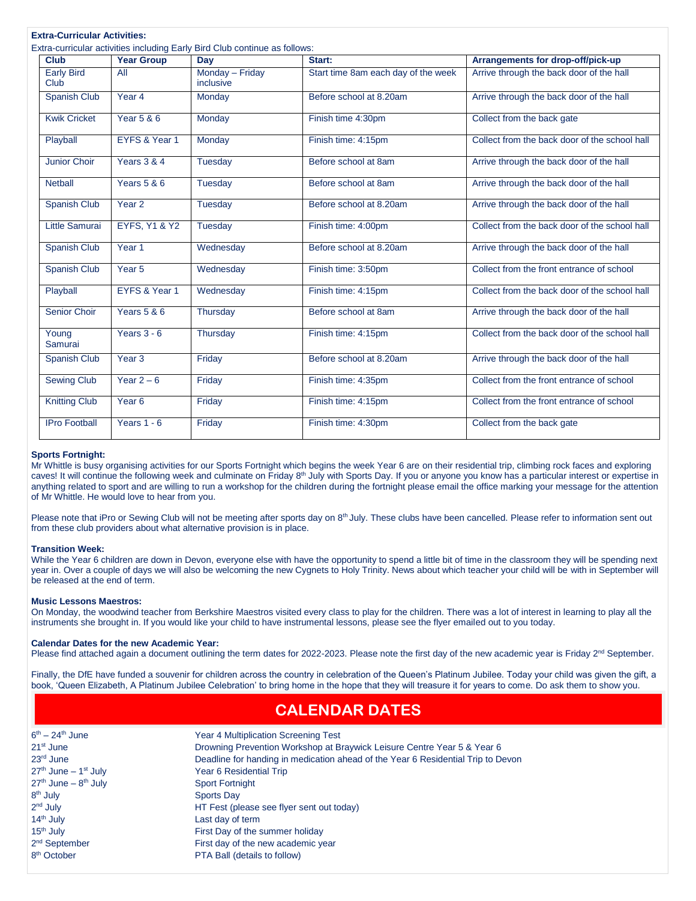**Extra-Curricular Activities:**

Extra-curricular activities including Early Bird Club continue as follows:

| Club | Year Group | Day | Start: | Arrangements for drop-off/pick-up |
|---|---|---|---|---|
| Early Bird Club | All | Monday – Friday inclusive | Start time 8am each day of the week | Arrive through the back door of the hall |
| Spanish Club | Year 4 | Monday | Before school at 8.20am | Arrive through the back door of the hall |
| Kwik Cricket | Year 5 & 6 | Monday | Finish time 4:30pm | Collect from the back gate |
| Playball | EYFS & Year 1 | Monday | Finish time: 4:15pm | Collect from the back door of the school hall |
| Junior Choir | Years 3 & 4 | Tuesday | Before school at 8am | Arrive through the back door of the hall |
| Netball | Years 5 & 6 | Tuesday | Before school at 8am | Arrive through the back door of the hall |
| Spanish Club | Year 2 | Tuesday | Before school at 8.20am | Arrive through the back door of the hall |
| Little Samurai | EYFS, Y1 & Y2 | Tuesday | Finish time: 4:00pm | Collect from the back door of the school hall |
| Spanish Club | Year 1 | Wednesday | Before school at 8.20am | Arrive through the back door of the hall |
| Spanish Club | Year 5 | Wednesday | Finish time: 3:50pm | Collect from the front entrance of school |
| Playball | EYFS & Year 1 | Wednesday | Finish time: 4:15pm | Collect from the back door of the school hall |
| Senior Choir | Years 5 & 6 | Thursday | Before school at 8am | Arrive through the back door of the hall |
| Young Samurai | Years 3 - 6 | Thursday | Finish time: 4:15pm | Collect from the back door of the school hall |
| Spanish Club | Year 3 | Friday | Before school at 8.20am | Arrive through the back door of the hall |
| Sewing Club | Year 2 – 6 | Friday | Finish time: 4:35pm | Collect from the front entrance of school |
| Knitting Club | Year 6 | Friday | Finish time: 4:15pm | Collect from the front entrance of school |
| IPro Football | Years 1 - 6 | Friday | Finish time: 4:30pm | Collect from the back gate |

**Sports Fortnight:**

Mr Whittle is busy organising activities for our Sports Fortnight which begins the week Year 6 are on their residential trip, climbing rock faces and exploring caves! It will continue the following week and culminate on Friday 8th July with Sports Day. If you or anyone you know has a particular interest or expertise in anything related to sport and are willing to run a workshop for the children during the fortnight please email the office marking your message for the attention of Mr Whittle. He would love to hear from you.

Please note that iPro or Sewing Club will not be meeting after sports day on 8th July. These clubs have been cancelled. Please refer to information sent out from these club providers about what alternative provision is in place.

**Transition Week:**

While the Year 6 children are down in Devon, everyone else with have the opportunity to spend a little bit of time in the classroom they will be spending next year in. Over a couple of days we will also be welcoming the new Cygnets to Holy Trinity. News about which teacher your child will be with in September will be released at the end of term.

**Music Lessons Maestros:**

On Monday, the woodwind teacher from Berkshire Maestros visited every class to play for the children. There was a lot of interest in learning to play all the instruments she brought in. If you would like your child to have instrumental lessons, please see the flyer emailed out to you today.

**Calendar Dates for the new Academic Year:**

Please find attached again a document outlining the term dates for 2022-2023. Please note the first day of the new academic year is Friday 2nd September.

Finally, the DfE have funded a souvenir for children across the country in celebration of the Queen's Platinum Jubilee. Today your child was given the gift, a book, 'Queen Elizabeth, A Platinum Jubilee Celebration' to bring home in the hope that they will treasure it for years to come. Do ask them to show you.

## CALENDAR DATES

| | |
|---|---|
| 6th – 24th June | Year 4 Multiplication Screening Test |
| 21st June | Drowning Prevention Workshop at Braywick Leisure Centre Year 5 & Year 6 |
| 23rd June | Deadline for handing in medication ahead of the Year 6 Residential Trip to Devon |
| 27th June – 1st July | Year 6 Residential Trip |
| 27th June – 8th July | Sport Fortnight |
| 8th July | Sports Day |
| 2nd July | HT Fest (please see flyer sent out today) |
| 14th July | Last day of term |
| 15th July | First Day of the summer holiday |
| 2nd September | First day of the new academic year |
| 8th October | PTA Ball (details to follow) |